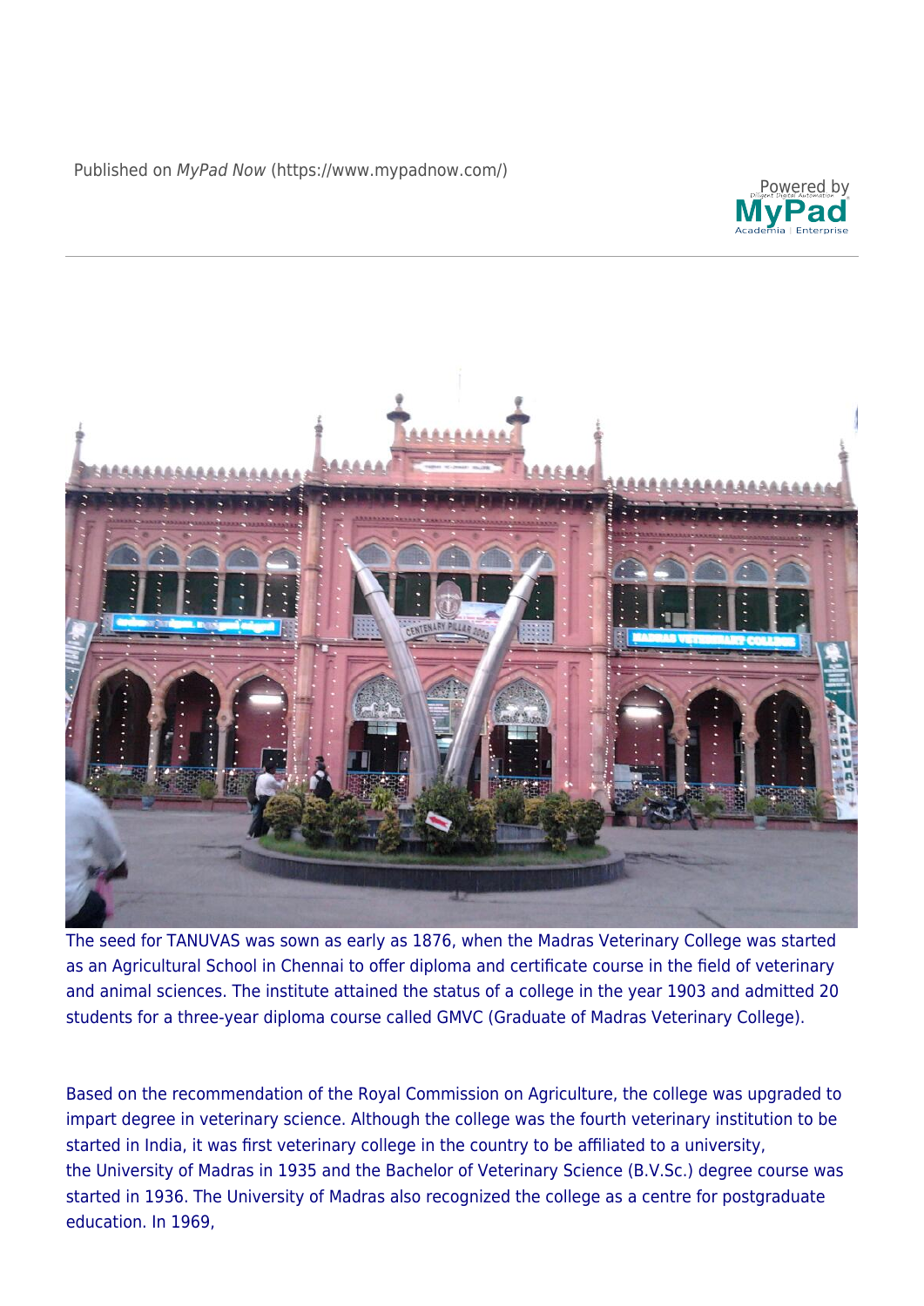The seed for TANUVAS was sown as early as 1876, when the Madras Veterinary College was started as an Agricultural School in Chennai to offer diploma and certificate course in the field of veterinary and animal sciences. The institute attained the status of a college in the year 1903 and admitted 20 students for a three-year diploma course called GMVC (Graduate of Madras Veterinary College).

Based on the recommendation of the Royal Commission on Agriculture, the college was upgraded to impart degree in veterinary science. Although the college was the fourth veterinary institution to be started in India, it was first veterinary college in the country to be affiliated to a university, the University of Madras in 1935 and the Bachelor of Veterinary Science (B.V.Sc.) degree course was started in 1936. The University of Madras also recognized the college as a centre for postgraduate education. In 1969,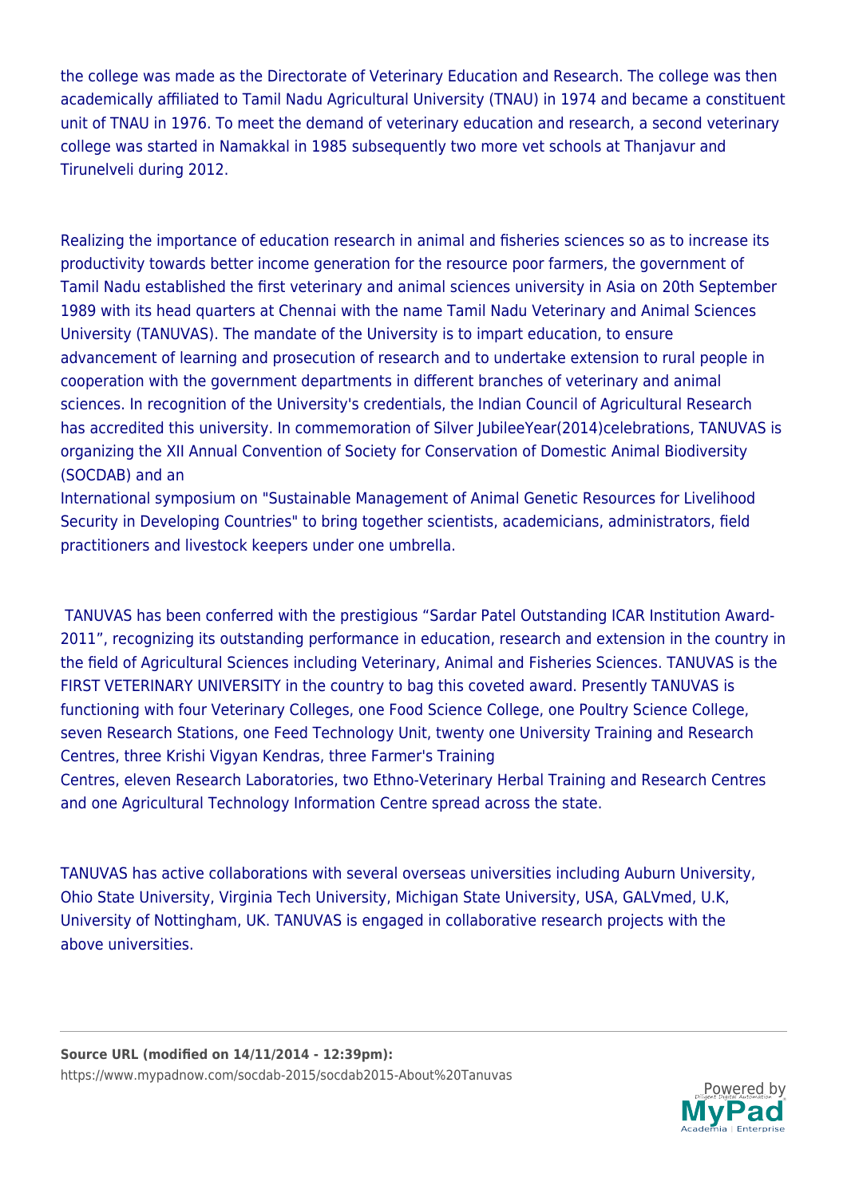the college was made as the Directorate of Veterinary Education and Research. The college was then academically affiliated to Tamil Nadu Agricultural University (TNAU) in 1974 and became a constituent unit of TNAU in 1976. To meet the demand of veterinary education and research, a second veterinary college was started in Namakkal in 1985 subsequently two more vet schools at Thanjavur and Tirunelveli during 2012.

Realizing the importance of education research in animal and fisheries sciences so as to increase its productivity towards better income generation for the resource poor farmers, the government of Tamil Nadu established the first veterinary and animal sciences university in Asia on 20th September 1989 with its head quarters at Chennai with the name Tamil Nadu Veterinary and Animal Sciences University (TANUVAS). The mandate of the University is to impart education, to ensure advancement of learning and prosecution of research and to undertake extension to rural people in cooperation with the government departments in different branches of veterinary and animal sciences. In recognition of the University's credentials, the Indian Council of Agricultural Research has accredited this university. In commemoration of Silver JubileeYear(2014)celebrations, TANUVAS is organizing the XII Annual Convention of Society for Conservation of Domestic Animal Biodiversity (SOCDAB) and an
International symposium on "Sustainable Management of Animal Genetic Resources for Livelihood Security in Developing Countries" to bring together scientists, academicians, administrators, field practitioners and livestock keepers under one umbrella.

TANUVAS has been conferred with the prestigious “Sardar Patel Outstanding ICAR Institution Award-2011”, recognizing its outstanding performance in education, research and extension in the country in the field of Agricultural Sciences including Veterinary, Animal and Fisheries Sciences. TANUVAS is the FIRST VETERINARY UNIVERSITY in the country to bag this coveted award. Presently TANUVAS is functioning with four Veterinary Colleges, one Food Science College, one Poultry Science College, seven Research Stations, one Feed Technology Unit, twenty one University Training and Research Centres, three Krishi Vigyan Kendras, three Farmer's Training
Centres, eleven Research Laboratories, two Ethno-Veterinary Herbal Training and Research Centres and one Agricultural Technology Information Centre spread across the state.

TANUVAS has active collaborations with several overseas universities including Auburn University, Ohio State University, Virginia Tech University, Michigan State University, USA, GALVmed, U.K, University of Nottingham, UK. TANUVAS is engaged in collaborative research projects with the above universities.

---

**Source URL (modified on 14/11/2014 - 12:39pm):**
https://www.mypadnow.com/socdab-2015/socdab2015-About%20Tanuvas